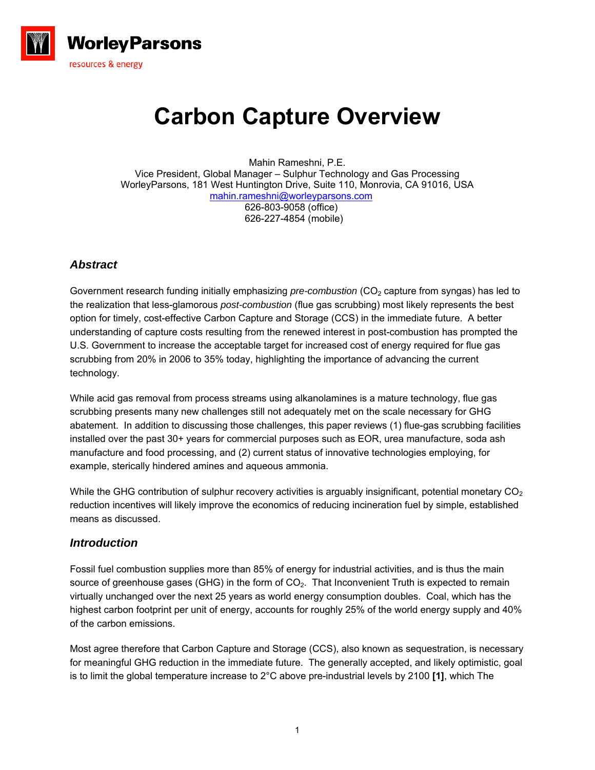WorleyParsons

resources & energy

# Carbon Capture Overview

Mahin Rameshni, P.E.
Vice President, Global Manager – Sulphur Technology and Gas Processing
WorleyParsons, 181 West Huntington Drive, Suite 110, Monrovia, CA 91016, USA
mahin.rameshni@worleyparsons.com
626-803-9058 (office)
626-227-4854 (mobile)

## *Abstract*

Government research funding initially emphasizing *pre-combustion* ($CO_2$ capture from syngas) has led to the realization that less-glamorous *post-combustion* (flue gas scrubbing) most likely represents the best option for timely, cost-effective Carbon Capture and Storage (CCS) in the immediate future. A better understanding of capture costs resulting from the renewed interest in post-combustion has prompted the U.S. Government to increase the acceptable target for increased cost of energy required for flue gas scrubbing from 20% in 2006 to 35% today, highlighting the importance of advancing the current technology.

While acid gas removal from process streams using alkanolamines is a mature technology, flue gas scrubbing presents many new challenges still not adequately met on the scale necessary for GHG abatement. In addition to discussing those challenges, this paper reviews (1) flue-gas scrubbing facilities installed over the past 30+ years for commercial purposes such as EOR, urea manufacture, soda ash manufacture and food processing, and (2) current status of innovative technologies employing, for example, sterically hindered amines and aqueous ammonia.

While the GHG contribution of sulphur recovery activities is arguably insignificant, potential monetary $CO_2$ reduction incentives will likely improve the economics of reducing incineration fuel by simple, established means as discussed.

## *Introduction*

Fossil fuel combustion supplies more than 85% of energy for industrial activities, and is thus the main source of greenhouse gases (GHG) in the form of $CO_2$. That Inconvenient Truth is expected to remain virtually unchanged over the next 25 years as world energy consumption doubles. Coal, which has the highest carbon footprint per unit of energy, accounts for roughly 25% of the world energy supply and 40% of the carbon emissions.

Most agree therefore that Carbon Capture and Storage (CCS), also known as sequestration, is necessary for meaningful GHG reduction in the immediate future. The generally accepted, and likely optimistic, goal is to limit the global temperature increase to 2°C above pre-industrial levels by 2100 **[1]**, which The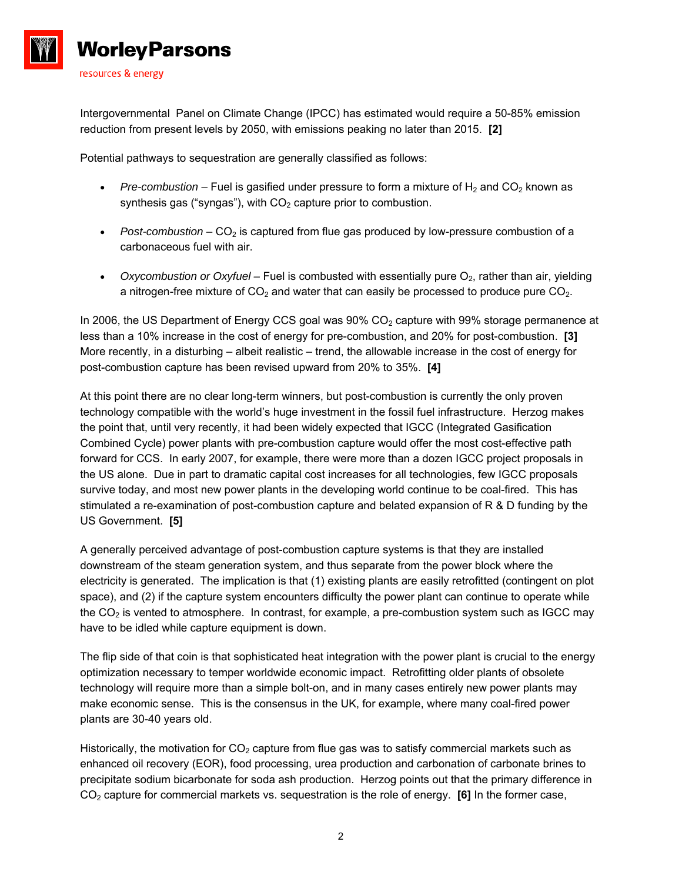Intergovernmental Panel on Climate Change (IPCC) has estimated would require a 50-85% emission reduction from present levels by 2050, with emissions peaking no later than 2015. **[2]**

Potential pathways to sequestration are generally classified as follows:

- *Pre-combustion* – Fuel is gasified under pressure to form a mixture of $H_2$ and $CO_2$ known as synthesis gas ("syngas"), with $CO_2$ capture prior to combustion.
- *Post-combustion* – $CO_2$ is captured from flue gas produced by low-pressure combustion of a carbonaceous fuel with air.
- *Oxycombustion or Oxyfuel* – Fuel is combusted with essentially pure $O_2$, rather than air, yielding a nitrogen-free mixture of $CO_2$ and water that can easily be processed to produce pure $CO_2$.

In 2006, the US Department of Energy CCS goal was 90% $CO_2$ capture with 99% storage permanence at less than a 10% increase in the cost of energy for pre-combustion, and 20% for post-combustion. **[3]** More recently, in a disturbing – albeit realistic – trend, the allowable increase in the cost of energy for post-combustion capture has been revised upward from 20% to 35%. **[4]**

At this point there are no clear long-term winners, but post-combustion is currently the only proven technology compatible with the world's huge investment in the fossil fuel infrastructure. Herzog makes the point that, until very recently, it had been widely expected that IGCC (Integrated Gasification Combined Cycle) power plants with pre-combustion capture would offer the most cost-effective path forward for CCS. In early 2007, for example, there were more than a dozen IGCC project proposals in the US alone. Due in part to dramatic capital cost increases for all technologies, few IGCC proposals survive today, and most new power plants in the developing world continue to be coal-fired. This has stimulated a re-examination of post-combustion capture and belated expansion of R & D funding by the US Government. **[5]**

A generally perceived advantage of post-combustion capture systems is that they are installed downstream of the steam generation system, and thus separate from the power block where the electricity is generated. The implication is that (1) existing plants are easily retrofitted (contingent on plot space), and (2) if the capture system encounters difficulty the power plant can continue to operate while the $CO_2$ is vented to atmosphere. In contrast, for example, a pre-combustion system such as IGCC may have to be idled while capture equipment is down.

The flip side of that coin is that sophisticated heat integration with the power plant is crucial to the energy optimization necessary to temper worldwide economic impact. Retrofitting older plants of obsolete technology will require more than a simple bolt-on, and in many cases entirely new power plants may make economic sense. This is the consensus in the UK, for example, where many coal-fired power plants are 30-40 years old.

Historically, the motivation for $CO_2$ capture from flue gas was to satisfy commercial markets such as enhanced oil recovery (EOR), food processing, urea production and carbonation of carbonate brines to precipitate sodium bicarbonate for soda ash production. Herzog points out that the primary difference in $CO_2$ capture for commercial markets vs. sequestration is the role of energy. **[6]** In the former case,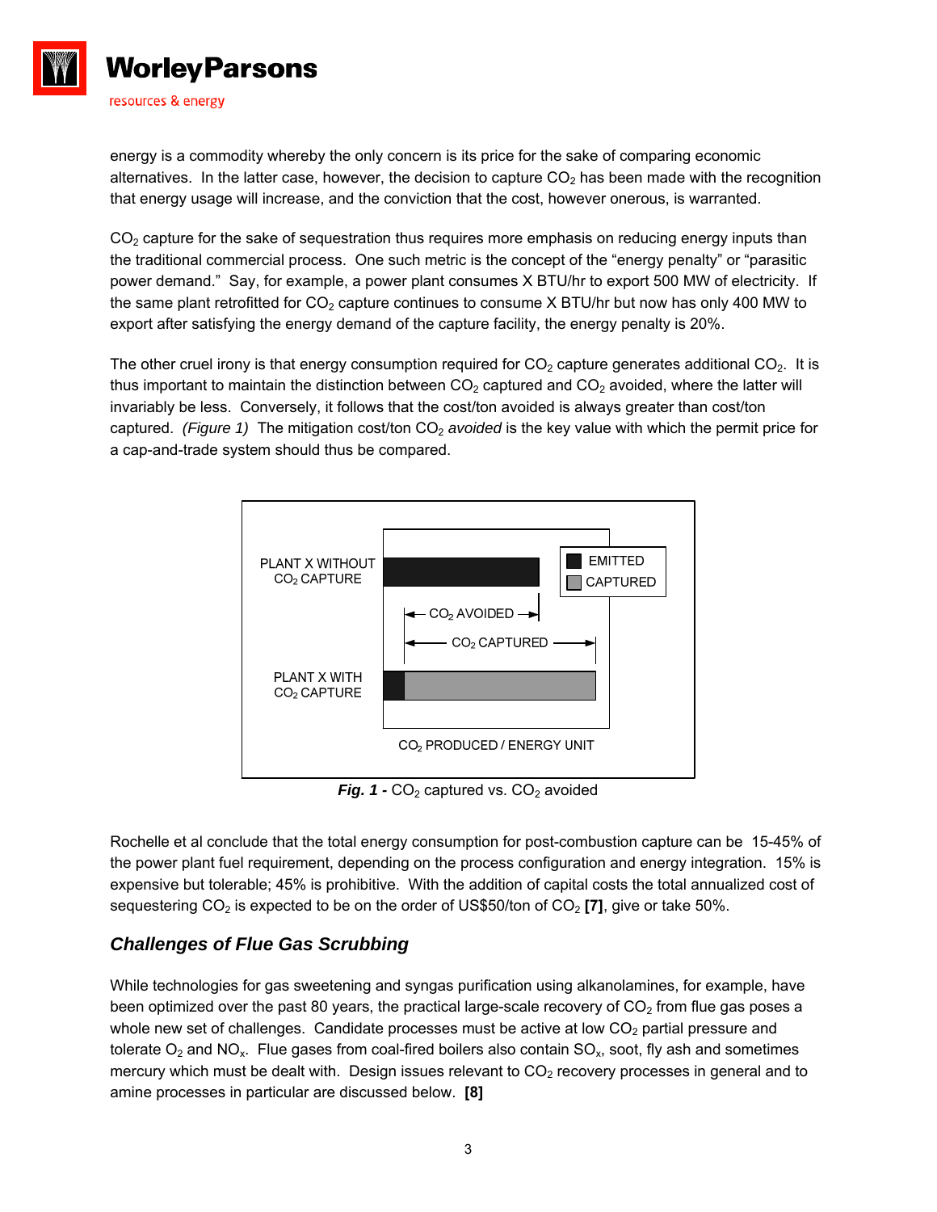energy is a commodity whereby the only concern is its price for the sake of comparing economic alternatives. In the latter case, however, the decision to capture $CO_2$ has been made with the recognition that energy usage will increase, and the conviction that the cost, however onerous, is warranted.

$CO_2$ capture for the sake of sequestration thus requires more emphasis on reducing energy inputs than the traditional commercial process. One such metric is the concept of the "energy penalty" or "parasitic power demand." Say, for example, a power plant consumes X BTU/hr to export 500 MW of electricity. If the same plant retrofitted for $CO_2$ capture continues to consume X BTU/hr but now has only 400 MW to export after satisfying the energy demand of the capture facility, the energy penalty is 20%.

The other cruel irony is that energy consumption required for $CO_2$ capture generates additional $CO_2$. It is thus important to maintain the distinction between $CO_2$ captured and $CO_2$ avoided, where the latter will invariably be less. Conversely, it follows that the cost/ton avoided is always greater than cost/ton captured. *(Figure 1)* The mitigation cost/ton $CO_2$ *avoided* is the key value with which the permit price for a cap-and-trade system should thus be compared.

PLANT X WITHOUT $CO_2$ CAPTURE

PLANT X WITH $CO_2$ CAPTURE

EMITTED

CAPTURED

$CO_2$ AVOIDED

$CO_2$ CAPTURED

$CO_2$ PRODUCED / ENERGY UNIT

***Fig. 1 -*** $CO_2$ captured vs. $CO_2$ avoided

Rochelle et al conclude that the total energy consumption for post-combustion capture can be 15-45% of the power plant fuel requirement, depending on the process configuration and energy integration. 15% is expensive but tolerable; 45% is prohibitive. With the addition of capital costs the total annualized cost of sequestering $CO_2$ is expected to be on the order of US$50/ton of $CO_2$ **[7]**, give or take 50%.

## *Challenges of Flue Gas Scrubbing*

While technologies for gas sweetening and syngas purification using alkanolamines, for example, have been optimized over the past 80 years, the practical large-scale recovery of $CO_2$ from flue gas poses a whole new set of challenges. Candidate processes must be active at low $CO_2$ partial pressure and tolerate $O_2$ and $NO_x$. Flue gases from coal-fired boilers also contain $SO_x$, soot, fly ash and sometimes mercury which must be dealt with. Design issues relevant to $CO_2$ recovery processes in general and to amine processes in particular are discussed below. **[8]**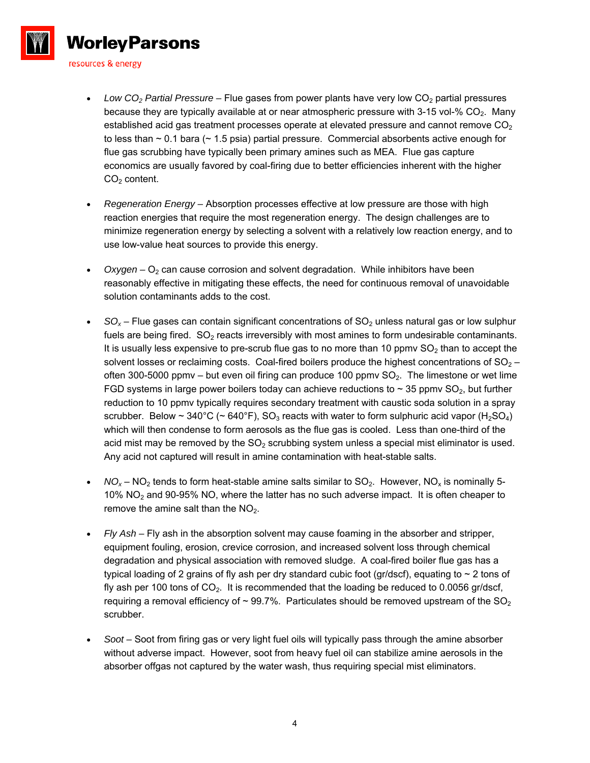- *Low $CO_2$ Partial Pressure* – Flue gases from power plants have very low $CO_2$ partial pressures because they are typically available at or near atmospheric pressure with 3-15 vol-% $CO_2$. Many established acid gas treatment processes operate at elevated pressure and cannot remove $CO_2$ to less than ~ 0.1 bara (~ 1.5 psia) partial pressure. Commercial absorbents active enough for flue gas scrubbing have typically been primary amines such as MEA. Flue gas capture economics are usually favored by coal-firing due to better efficiencies inherent with the higher $CO_2$ content.

- *Regeneration Energy* – Absorption processes effective at low pressure are those with high reaction energies that require the most regeneration energy. The design challenges are to minimize regeneration energy by selecting a solvent with a relatively low reaction energy, and to use low-value heat sources to provide this energy.

- *Oxygen* – $O_2$ can cause corrosion and solvent degradation. While inhibitors have been reasonably effective in mitigating these effects, the need for continuous removal of unavoidable solution contaminants adds to the cost.

- *$SO_x$* – Flue gases can contain significant concentrations of $SO_2$ unless natural gas or low sulphur fuels are being fired. $SO_2$ reacts irreversibly with most amines to form undesirable contaminants. It is usually less expensive to pre-scrub flue gas to no more than 10 ppmv $SO_2$ than to accept the solvent losses or reclaiming costs. Coal-fired boilers produce the highest concentrations of $SO_2$ – often 300-5000 ppmv – but even oil firing can produce 100 ppmv $SO_2$. The limestone or wet lime FGD systems in large power boilers today can achieve reductions to ~ 35 ppmv $SO_2$, but further reduction to 10 ppmv typically requires secondary treatment with caustic soda solution in a spray scrubber. Below ~ 340°C (~ 640°F), $SO_3$ reacts with water to form sulphuric acid vapor ($H_2SO_4$) which will then condense to form aerosols as the flue gas is cooled. Less than one-third of the acid mist may be removed by the $SO_2$ scrubbing system unless a special mist eliminator is used. Any acid not captured will result in amine contamination with heat-stable salts.

- *$NO_x$* – $NO_2$ tends to form heat-stable amine salts similar to $SO_2$. However, $NO_x$ is nominally 5-10% $NO_2$ and 90-95% NO, where the latter has no such adverse impact. It is often cheaper to remove the amine salt than the $NO_2$.

- *Fly Ash* – Fly ash in the absorption solvent may cause foaming in the absorber and stripper, equipment fouling, erosion, crevice corrosion, and increased solvent loss through chemical degradation and physical association with removed sludge. A coal-fired boiler flue gas has a typical loading of 2 grains of fly ash per dry standard cubic foot (gr/dscf), equating to ~ 2 tons of fly ash per 100 tons of $CO_2$. It is recommended that the loading be reduced to 0.0056 gr/dscf, requiring a removal efficiency of ~ 99.7%. Particulates should be removed upstream of the $SO_2$ scrubber.

- *Soot* – Soot from firing gas or very light fuel oils will typically pass through the amine absorber without adverse impact. However, soot from heavy fuel oil can stabilize amine aerosols in the absorber offgas not captured by the water wash, thus requiring special mist eliminators.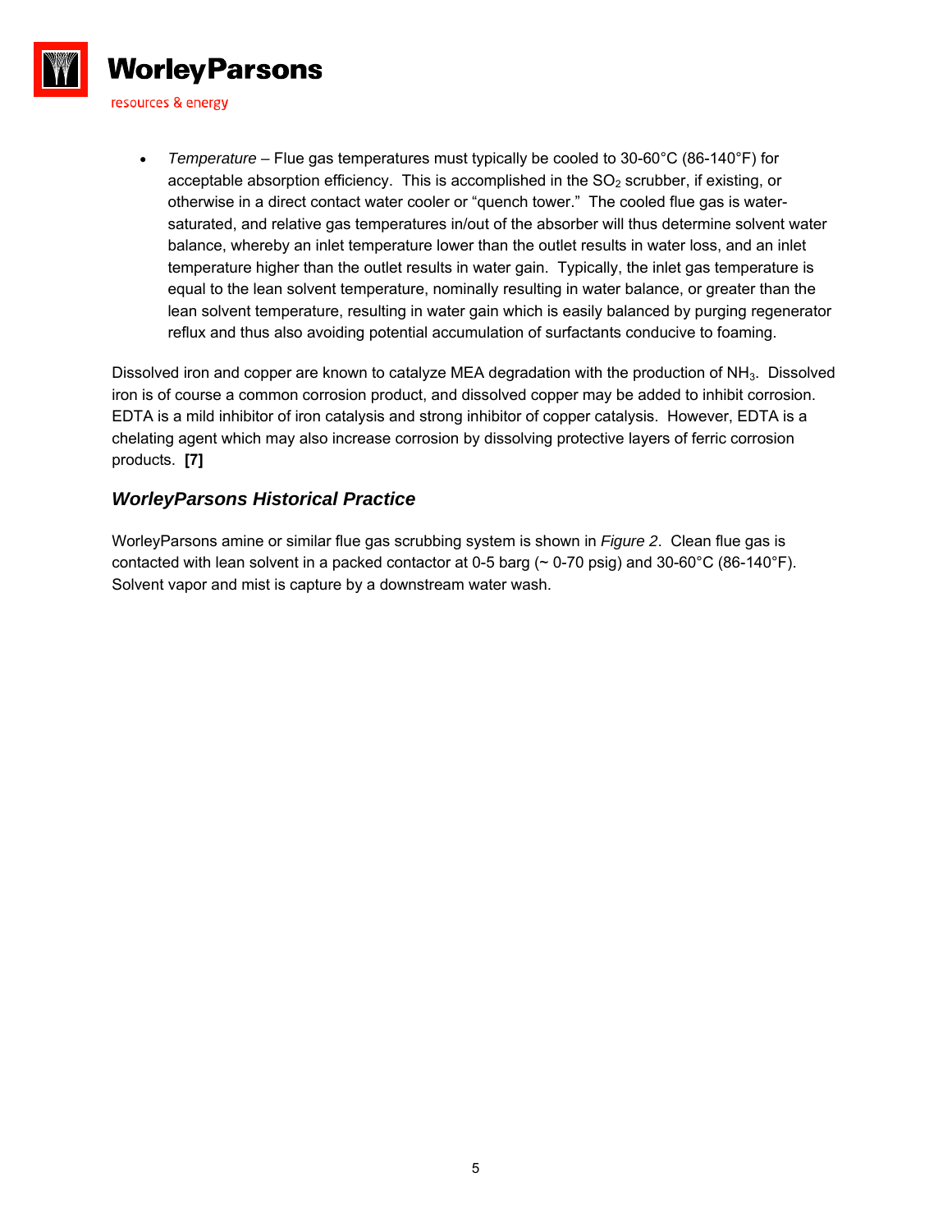- *Temperature* – Flue gas temperatures must typically be cooled to 30-60°C (86-140°F) for acceptable absorption efficiency. This is accomplished in the $SO_2$ scrubber, if existing, or otherwise in a direct contact water cooler or "quench tower." The cooled flue gas is water-saturated, and relative gas temperatures in/out of the absorber will thus determine solvent water balance, whereby an inlet temperature lower than the outlet results in water loss, and an inlet temperature higher than the outlet results in water gain. Typically, the inlet gas temperature is equal to the lean solvent temperature, nominally resulting in water balance, or greater than the lean solvent temperature, resulting in water gain which is easily balanced by purging regenerator reflux and thus also avoiding potential accumulation of surfactants conducive to foaming.

Dissolved iron and copper are known to catalyze MEA degradation with the production of $NH_3$. Dissolved iron is of course a common corrosion product, and dissolved copper may be added to inhibit corrosion. EDTA is a mild inhibitor of iron catalysis and strong inhibitor of copper catalysis. However, EDTA is a chelating agent which may also increase corrosion by dissolving protective layers of ferric corrosion products. **[7]**

## *WorleyParsons Historical Practice*

WorleyParsons amine or similar flue gas scrubbing system is shown in *Figure 2*. Clean flue gas is contacted with lean solvent in a packed contactor at 0-5 barg (~ 0-70 psig) and 30-60°C (86-140°F). Solvent vapor and mist is capture by a downstream water wash.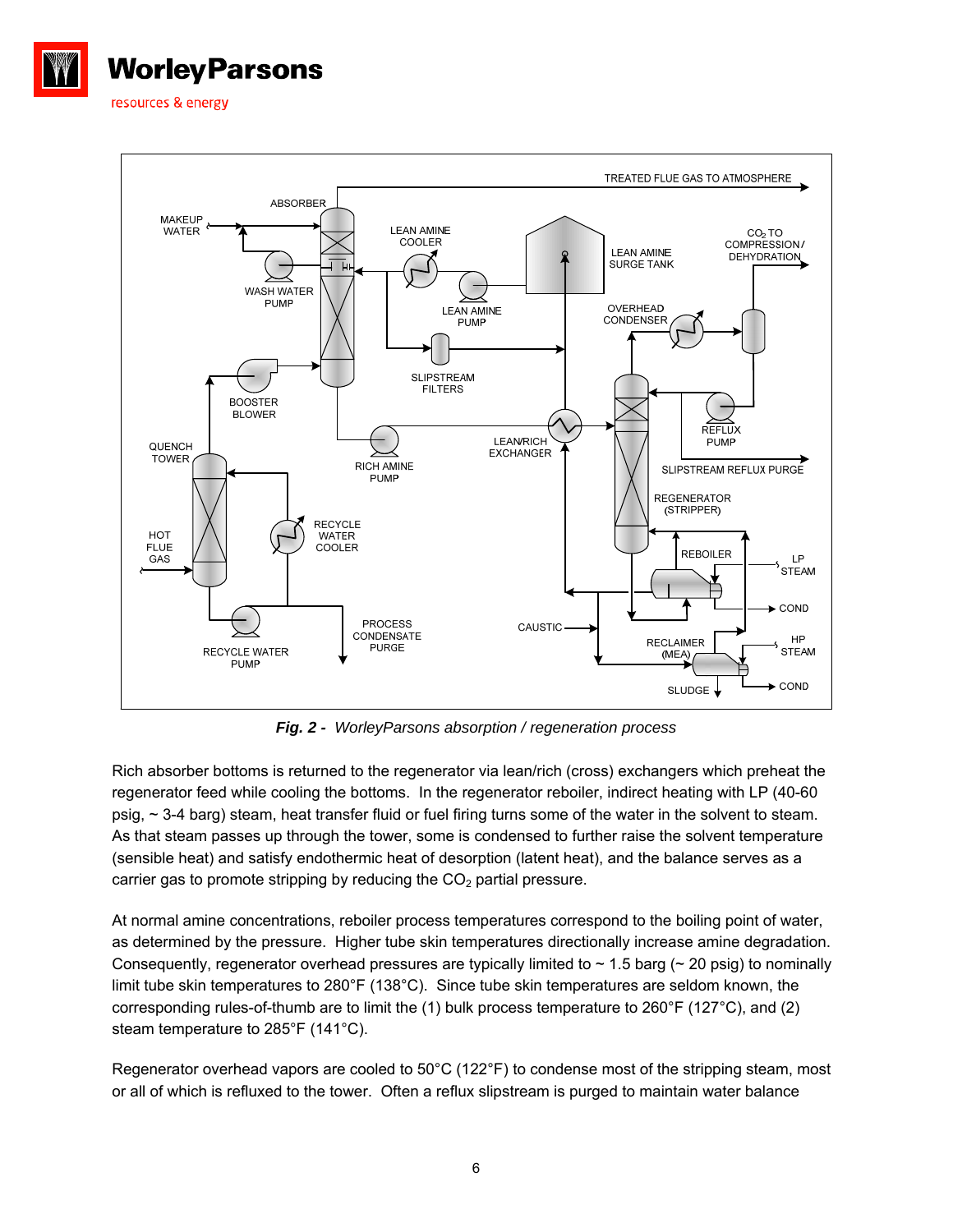*Fig. 2 - WorleyParsons absorption / regeneration process*

Rich absorber bottoms is returned to the regenerator via lean/rich (cross) exchangers which preheat the regenerator feed while cooling the bottoms. In the regenerator reboiler, indirect heating with LP (40-60 psig, ~ 3-4 barg) steam, heat transfer fluid or fuel firing turns some of the water in the solvent to steam. As that steam passes up through the tower, some is condensed to further raise the solvent temperature (sensible heat) and satisfy endothermic heat of desorption (latent heat), and the balance serves as a carrier gas to promote stripping by reducing the $CO_2$ partial pressure.

At normal amine concentrations, reboiler process temperatures correspond to the boiling point of water, as determined by the pressure. Higher tube skin temperatures directionally increase amine degradation. Consequently, regenerator overhead pressures are typically limited to ~ 1.5 barg (~ 20 psig) to nominally limit tube skin temperatures to 280°F (138°C). Since tube skin temperatures are seldom known, the corresponding rules-of-thumb are to limit the (1) bulk process temperature to 260°F (127°C), and (2) steam temperature to 285°F (141°C).

Regenerator overhead vapors are cooled to 50°C (122°F) to condense most of the stripping steam, most or all of which is refluxed to the tower. Often a reflux slipstream is purged to maintain water balance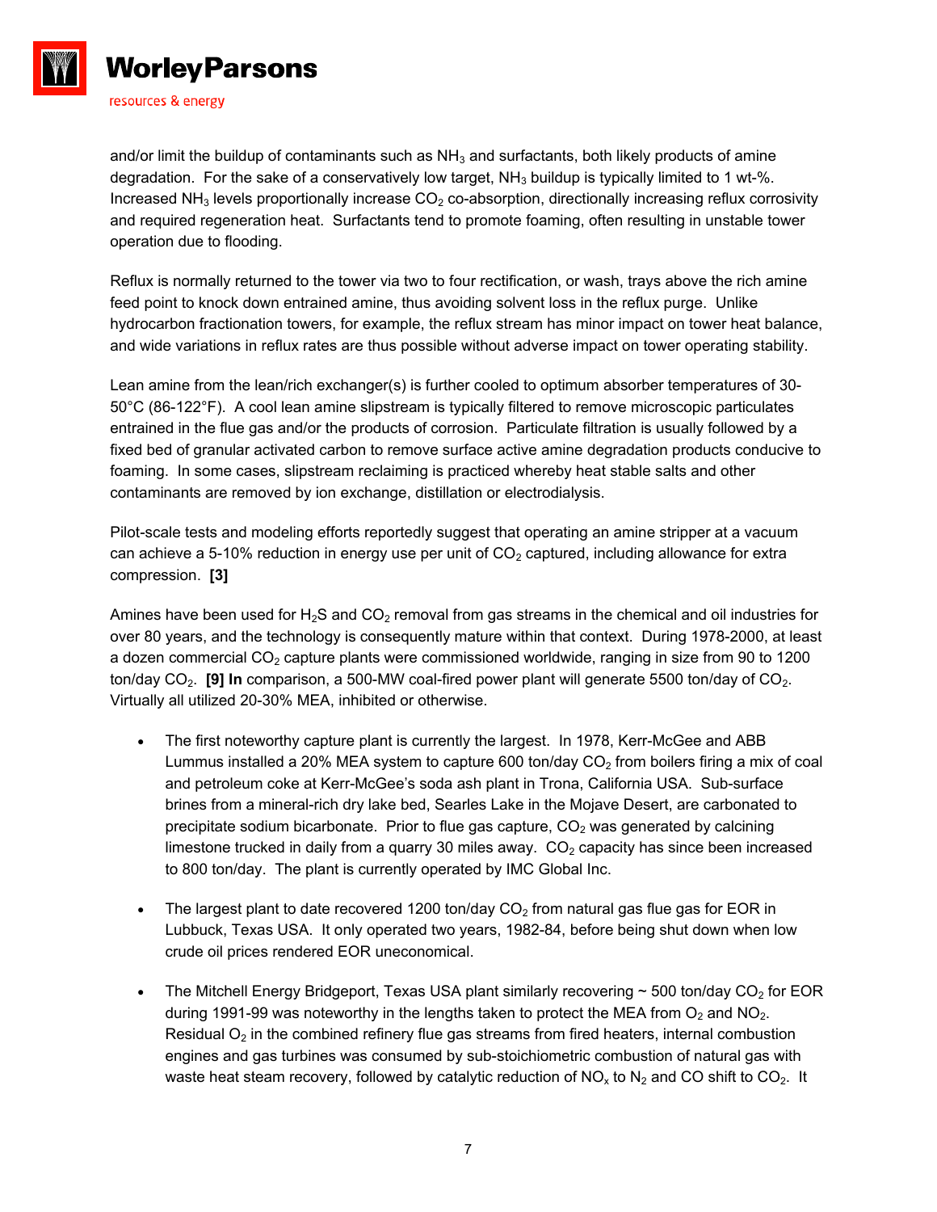and/or limit the buildup of contaminants such as $NH_3$ and surfactants, both likely products of amine degradation. For the sake of a conservatively low target, $NH_3$ buildup is typically limited to 1 wt-%. Increased $NH_3$ levels proportionally increase $CO_2$ co-absorption, directionally increasing reflux corrosivity and required regeneration heat. Surfactants tend to promote foaming, often resulting in unstable tower operation due to flooding.

Reflux is normally returned to the tower via two to four rectification, or wash, trays above the rich amine feed point to knock down entrained amine, thus avoiding solvent loss in the reflux purge. Unlike hydrocarbon fractionation towers, for example, the reflux stream has minor impact on tower heat balance, and wide variations in reflux rates are thus possible without adverse impact on tower operating stability.

Lean amine from the lean/rich exchanger(s) is further cooled to optimum absorber temperatures of 30-50°C (86-122°F). A cool lean amine slipstream is typically filtered to remove microscopic particulates entrained in the flue gas and/or the products of corrosion. Particulate filtration is usually followed by a fixed bed of granular activated carbon to remove surface active amine degradation products conducive to foaming. In some cases, slipstream reclaiming is practiced whereby heat stable salts and other contaminants are removed by ion exchange, distillation or electrodialysis.

Pilot-scale tests and modeling efforts reportedly suggest that operating an amine stripper at a vacuum can achieve a 5-10% reduction in energy use per unit of $CO_2$ captured, including allowance for extra compression. **[3]**

Amines have been used for $H_2S$ and $CO_2$ removal from gas streams in the chemical and oil industries for over 80 years, and the technology is consequently mature within that context. During 1978-2000, at least a dozen commercial $CO_2$ capture plants were commissioned worldwide, ranging in size from 90 to 1200 ton/day $CO_2$. **[9] In** comparison, a 500-MW coal-fired power plant will generate 5500 ton/day of $CO_2$. Virtually all utilized 20-30% MEA, inhibited or otherwise.

- The first noteworthy capture plant is currently the largest. In 1978, Kerr-McGee and ABB Lummus installed a 20% MEA system to capture 600 ton/day $CO_2$ from boilers firing a mix of coal and petroleum coke at Kerr-McGee's soda ash plant in Trona, California USA. Sub-surface brines from a mineral-rich dry lake bed, Searles Lake in the Mojave Desert, are carbonated to precipitate sodium bicarbonate. Prior to flue gas capture, $CO_2$ was generated by calcining limestone trucked in daily from a quarry 30 miles away. $CO_2$ capacity has since been increased to 800 ton/day. The plant is currently operated by IMC Global Inc.

- The largest plant to date recovered 1200 ton/day $CO_2$ from natural gas flue gas for EOR in Lubbuck, Texas USA. It only operated two years, 1982-84, before being shut down when low crude oil prices rendered EOR uneconomical.

- The Mitchell Energy Bridgeport, Texas USA plant similarly recovering ~ 500 ton/day $CO_2$ for EOR during 1991-99 was noteworthy in the lengths taken to protect the MEA from $O_2$ and $NO_2$. Residual $O_2$ in the combined refinery flue gas streams from fired heaters, internal combustion engines and gas turbines was consumed by sub-stoichiometric combustion of natural gas with waste heat steam recovery, followed by catalytic reduction of $NO_x$ to $N_2$ and CO shift to $CO_2$. It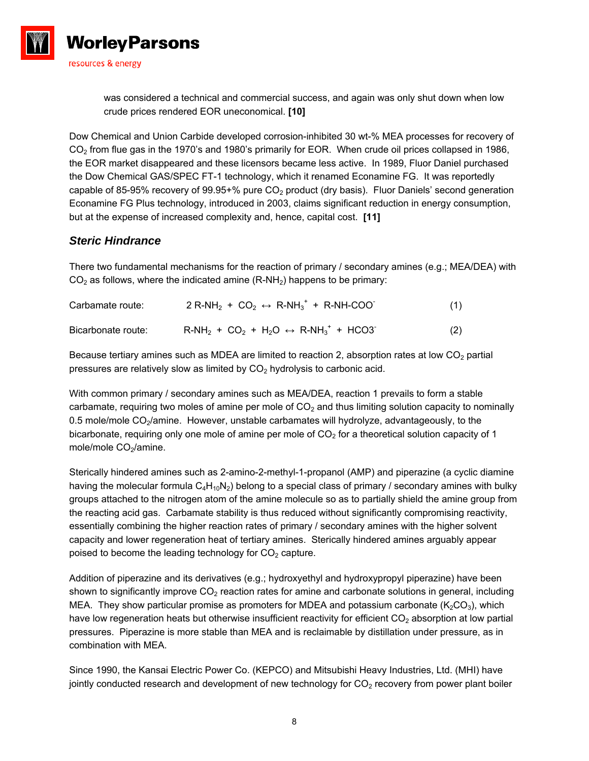was considered a technical and commercial success, and again was only shut down when low crude prices rendered EOR uneconomical. **[10]**

Dow Chemical and Union Carbide developed corrosion-inhibited 30 wt-% MEA processes for recovery of $CO_2$ from flue gas in the 1970's and 1980's primarily for EOR. When crude oil prices collapsed in 1986, the EOR market disappeared and these licensors became less active. In 1989, Fluor Daniel purchased the Dow Chemical GAS/SPEC FT-1 technology, which it renamed Econamine FG. It was reportedly capable of 85-95% recovery of 99.95+% pure $CO_2$ product (dry basis). Fluor Daniels' second generation Econamine FG Plus technology, introduced in 2003, claims significant reduction in energy consumption, but at the expense of increased complexity and, hence, capital cost. **[11]**

### *Steric Hindrance*

There two fundamental mechanisms for the reaction of primary / secondary amines (e.g.; MEA/DEA) with $CO_2$ as follows, where the indicated amine ($R\text{-}NH_2$) happens to be primary:

Carbamate route: $$2\ R\text{-}NH_2 + CO_2 \leftrightarrow R\text{-}NH_3^+ + R\text{-}NH\text{-}COO^- \quad (1)$$

Bicarbonate route: $$R\text{-}NH_2 + CO_2 + H_2O \leftrightarrow R\text{-}NH_3^+ + HCO3^- \quad (2)$$

Because tertiary amines such as MDEA are limited to reaction 2, absorption rates at low $CO_2$ partial pressures are relatively slow as limited by $CO_2$ hydrolysis to carbonic acid.

With common primary / secondary amines such as MEA/DEA, reaction 1 prevails to form a stable carbamate, requiring two moles of amine per mole of $CO_2$ and thus limiting solution capacity to nominally 0.5 mole/mole $CO_2$/amine. However, unstable carbamates will hydrolyze, advantageously, to the bicarbonate, requiring only one mole of amine per mole of $CO_2$ for a theoretical solution capacity of 1 mole/mole $CO_2$/amine.

Sterically hindered amines such as 2-amino-2-methyl-1-propanol (AMP) and piperazine (a cyclic diamine having the molecular formula $C_4H_{10}N_2$) belong to a special class of primary / secondary amines with bulky groups attached to the nitrogen atom of the amine molecule so as to partially shield the amine group from the reacting acid gas. Carbamate stability is thus reduced without significantly compromising reactivity, essentially combining the higher reaction rates of primary / secondary amines with the higher solvent capacity and lower regeneration heat of tertiary amines. Sterically hindered amines arguably appear poised to become the leading technology for $CO_2$ capture.

Addition of piperazine and its derivatives (e.g.; hydroxyethyl and hydroxypropyl piperazine) have been shown to significantly improve $CO_2$ reaction rates for amine and carbonate solutions in general, including MEA. They show particular promise as promoters for MDEA and potassium carbonate ($K_2CO_3$), which have low regeneration heats but otherwise insufficient reactivity for efficient $CO_2$ absorption at low partial pressures. Piperazine is more stable than MEA and is reclaimable by distillation under pressure, as in combination with MEA.

Since 1990, the Kansai Electric Power Co. (KEPCO) and Mitsubishi Heavy Industries, Ltd. (MHI) have jointly conducted research and development of new technology for $CO_2$ recovery from power plant boiler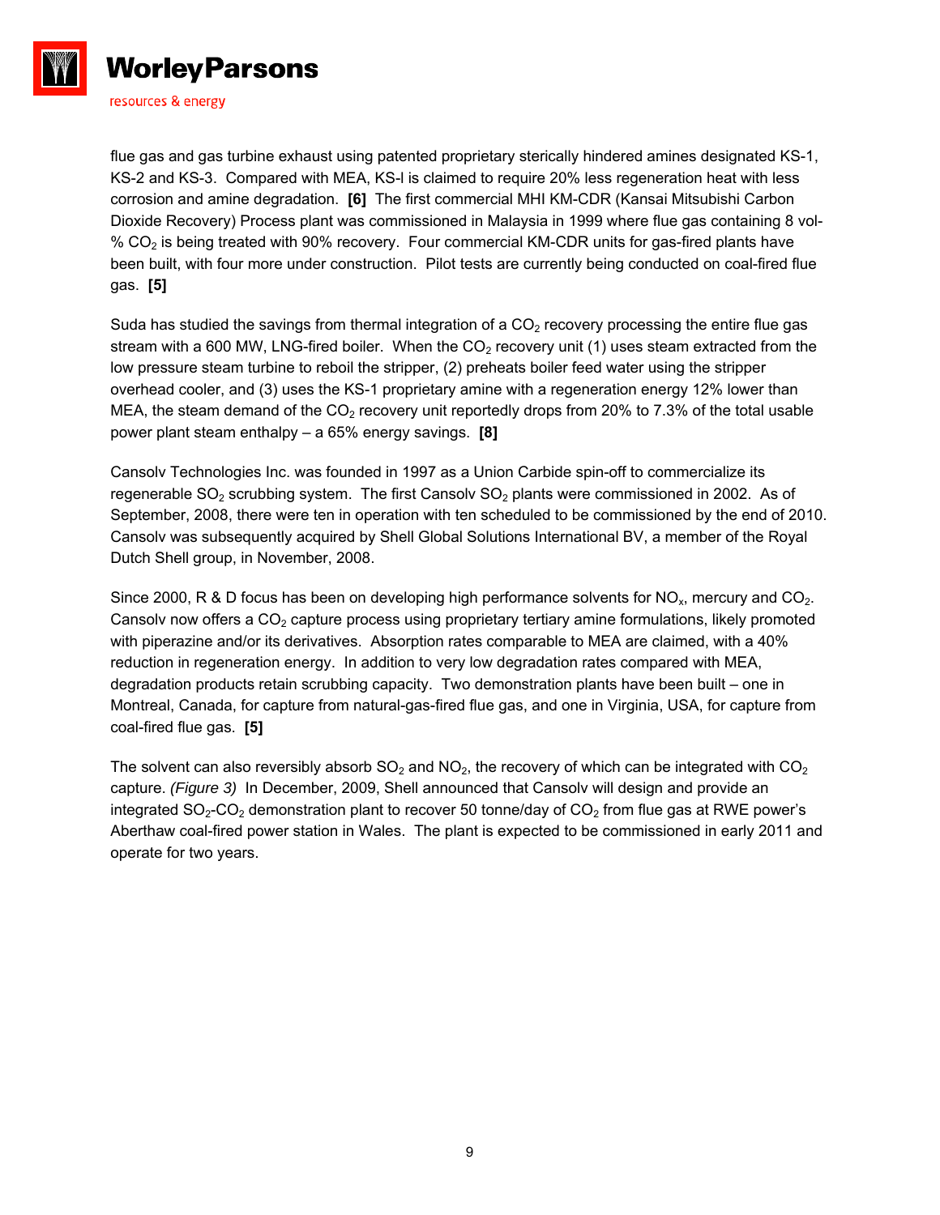flue gas and gas turbine exhaust using patented proprietary sterically hindered amines designated KS-1, KS-2 and KS-3. Compared with MEA, KS-l is claimed to require 20% less regeneration heat with less corrosion and amine degradation. **[6]** The first commercial MHI KM-CDR (Kansai Mitsubishi Carbon Dioxide Recovery) Process plant was commissioned in Malaysia in 1999 where flue gas containing 8 vol-% $CO_2$ is being treated with 90% recovery. Four commercial KM-CDR units for gas-fired plants have been built, with four more under construction. Pilot tests are currently being conducted on coal-fired flue gas. **[5]**

Suda has studied the savings from thermal integration of a $CO_2$ recovery processing the entire flue gas stream with a 600 MW, LNG-fired boiler. When the $CO_2$ recovery unit (1) uses steam extracted from the low pressure steam turbine to reboil the stripper, (2) preheats boiler feed water using the stripper overhead cooler, and (3) uses the KS-1 proprietary amine with a regeneration energy 12% lower than MEA, the steam demand of the $CO_2$ recovery unit reportedly drops from 20% to 7.3% of the total usable power plant steam enthalpy – a 65% energy savings. **[8]**

Cansolv Technologies Inc. was founded in 1997 as a Union Carbide spin-off to commercialize its regenerable $SO_2$ scrubbing system. The first Cansolv $SO_2$ plants were commissioned in 2002. As of September, 2008, there were ten in operation with ten scheduled to be commissioned by the end of 2010. Cansolv was subsequently acquired by Shell Global Solutions International BV, a member of the Royal Dutch Shell group, in November, 2008.

Since 2000, R & D focus has been on developing high performance solvents for $NO_x$, mercury and $CO_2$. Cansolv now offers a $CO_2$ capture process using proprietary tertiary amine formulations, likely promoted with piperazine and/or its derivatives. Absorption rates comparable to MEA are claimed, with a 40% reduction in regeneration energy. In addition to very low degradation rates compared with MEA, degradation products retain scrubbing capacity. Two demonstration plants have been built – one in Montreal, Canada, for capture from natural-gas-fired flue gas, and one in Virginia, USA, for capture from coal-fired flue gas. **[5]**

The solvent can also reversibly absorb $SO_2$ and $NO_2$, the recovery of which can be integrated with $CO_2$ capture. *(Figure 3)* In December, 2009, Shell announced that Cansolv will design and provide an integrated $SO_2$-$CO_2$ demonstration plant to recover 50 tonne/day of $CO_2$ from flue gas at RWE power's Aberthaw coal-fired power station in Wales. The plant is expected to be commissioned in early 2011 and operate for two years.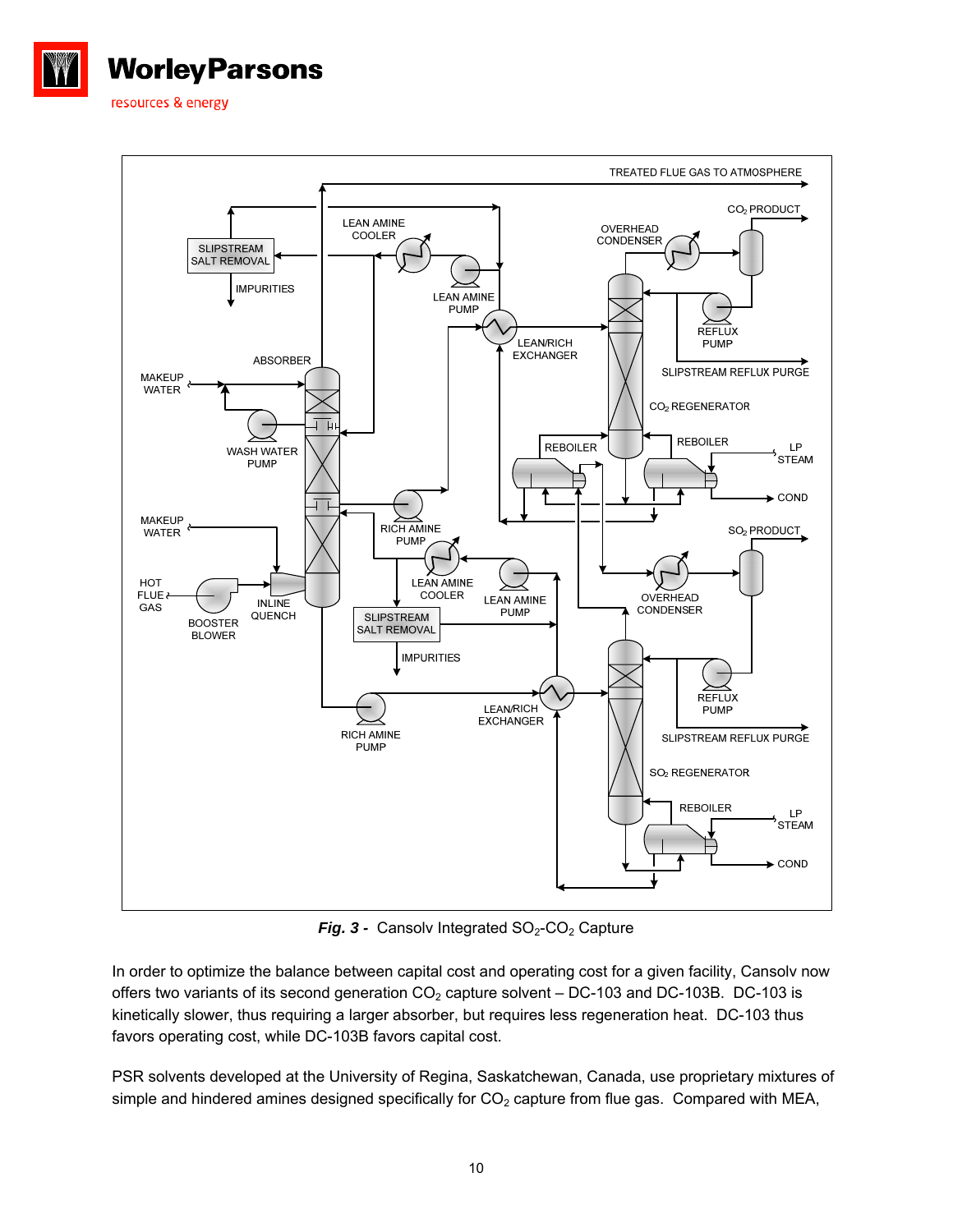*Fig. 3 -* Cansolv Integrated $SO_2$-$CO_2$ Capture

In order to optimize the balance between capital cost and operating cost for a given facility, Cansolv now offers two variants of its second generation $CO_2$ capture solvent – DC-103 and DC-103B. DC-103 is kinetically slower, thus requiring a larger absorber, but requires less regeneration heat. DC-103 thus favors operating cost, while DC-103B favors capital cost.

PSR solvents developed at the University of Regina, Saskatchewan, Canada, use proprietary mixtures of simple and hindered amines designed specifically for $CO_2$ capture from flue gas. Compared with MEA,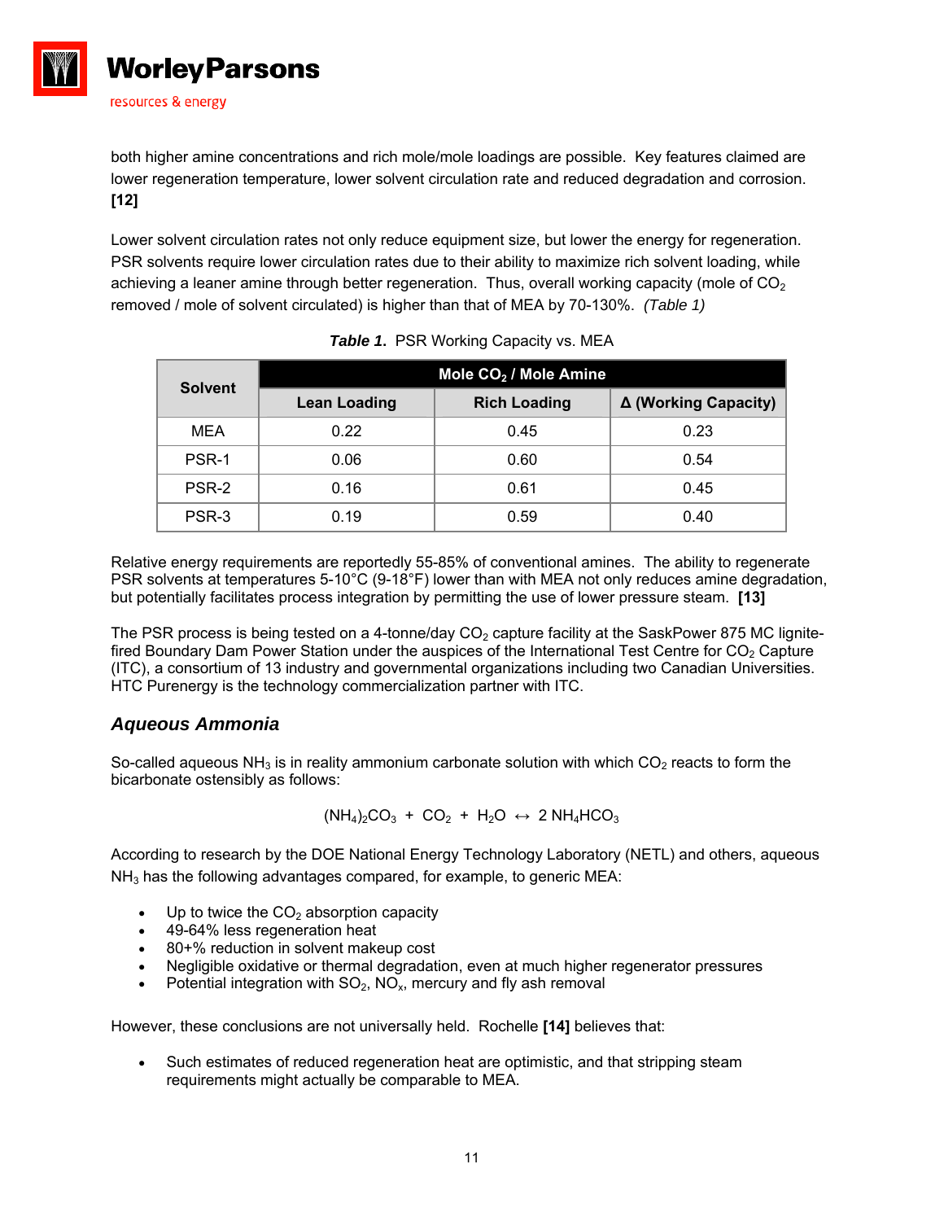both higher amine concentrations and rich mole/mole loadings are possible. Key features claimed are lower regeneration temperature, lower solvent circulation rate and reduced degradation and corrosion. **[12]**

Lower solvent circulation rates not only reduce equipment size, but lower the energy for regeneration. PSR solvents require lower circulation rates due to their ability to maximize rich solvent loading, while achieving a leaner amine through better regeneration. Thus, overall working capacity (mole of $CO_2$ removed / mole of solvent circulated) is higher than that of MEA by 70-130%. *(Table 1)*

***Table 1*.** PSR Working Capacity vs. MEA

| Solvent | Mole $CO_2$ / Mole Amine | | |
|---|---|---|---|
| | **Lean Loading** | **Rich Loading** | **Δ (Working Capacity)** |
| MEA | 0.22 | 0.45 | 0.23 |
| PSR-1 | 0.06 | 0.60 | 0.54 |
| PSR-2 | 0.16 | 0.61 | 0.45 |
| PSR-3 | 0.19 | 0.59 | 0.40 |

Relative energy requirements are reportedly 55-85% of conventional amines. The ability to regenerate PSR solvents at temperatures 5-10°C (9-18°F) lower than with MEA not only reduces amine degradation, but potentially facilitates process integration by permitting the use of lower pressure steam. **[13]**

The PSR process is being tested on a 4-tonne/day $CO_2$ capture facility at the SaskPower 875 MC lignite-fired Boundary Dam Power Station under the auspices of the International Test Centre for $CO_2$ Capture (ITC), a consortium of 13 industry and governmental organizations including two Canadian Universities. HTC Purenergy is the technology commercialization partner with ITC.

## *Aqueous Ammonia*

So-called aqueous $NH_3$ is in reality ammonium carbonate solution with which $CO_2$ reacts to form the bicarbonate ostensibly as follows:

$$(NH_4)_2CO_3 \; + \; CO_2 \; + \; H_2O \; \leftrightarrow \; 2\,NH_4HCO_3$$

According to research by the DOE National Energy Technology Laboratory (NETL) and others, aqueous $NH_3$ has the following advantages compared, for example, to generic MEA:

- Up to twice the $CO_2$ absorption capacity
- 49-64% less regeneration heat
- 80+% reduction in solvent makeup cost
- Negligible oxidative or thermal degradation, even at much higher regenerator pressures
- Potential integration with $SO_2$, $NO_x$, mercury and fly ash removal

However, these conclusions are not universally held. Rochelle **[14]** believes that:

- Such estimates of reduced regeneration heat are optimistic, and that stripping steam requirements might actually be comparable to MEA.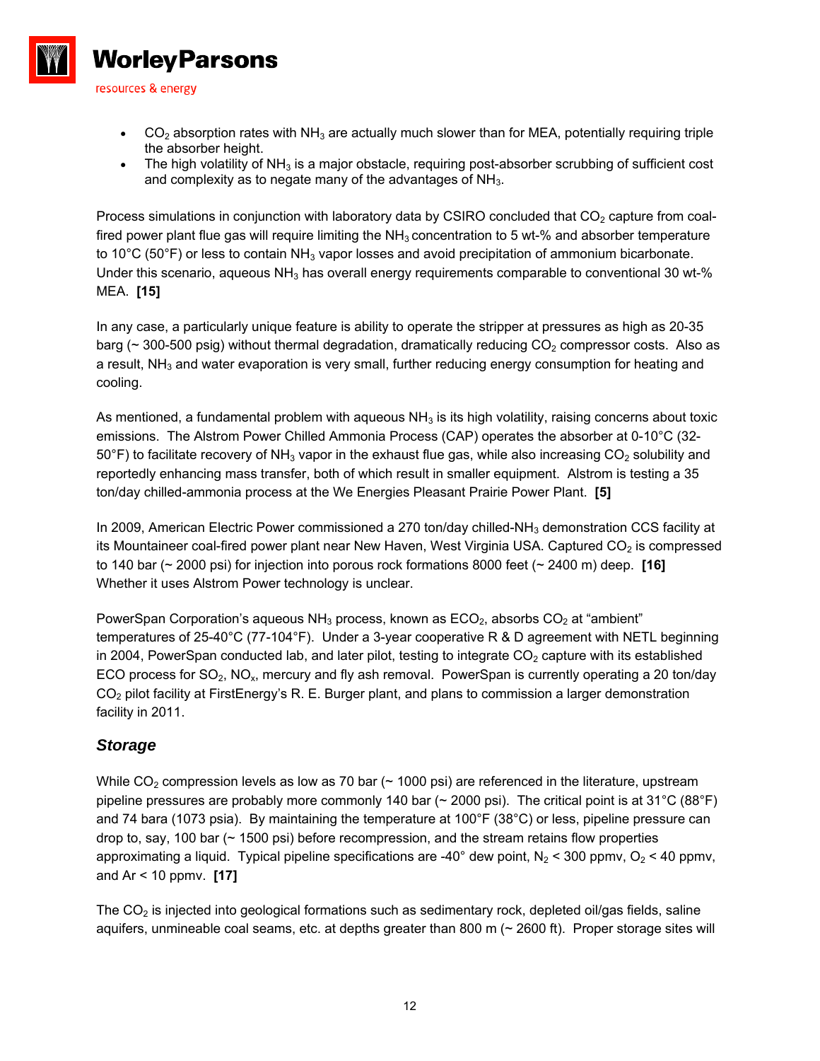- $CO_2$ absorption rates with $NH_3$ are actually much slower than for MEA, potentially requiring triple the absorber height.
- The high volatility of $NH_3$ is a major obstacle, requiring post-absorber scrubbing of sufficient cost and complexity as to negate many of the advantages of $NH_3$.

Process simulations in conjunction with laboratory data by CSIRO concluded that $CO_2$ capture from coal-fired power plant flue gas will require limiting the $NH_3$ concentration to 5 wt-% and absorber temperature to 10°C (50°F) or less to contain $NH_3$ vapor losses and avoid precipitation of ammonium bicarbonate. Under this scenario, aqueous $NH_3$ has overall energy requirements comparable to conventional 30 wt-% MEA. **[15]**

In any case, a particularly unique feature is ability to operate the stripper at pressures as high as 20-35 barg (~ 300-500 psig) without thermal degradation, dramatically reducing $CO_2$ compressor costs. Also as a result, $NH_3$ and water evaporation is very small, further reducing energy consumption for heating and cooling.

As mentioned, a fundamental problem with aqueous $NH_3$ is its high volatility, raising concerns about toxic emissions. The Alstrom Power Chilled Ammonia Process (CAP) operates the absorber at 0-10°C (32-50°F) to facilitate recovery of $NH_3$ vapor in the exhaust flue gas, while also increasing $CO_2$ solubility and reportedly enhancing mass transfer, both of which result in smaller equipment. Alstrom is testing a 35 ton/day chilled-ammonia process at the We Energies Pleasant Prairie Power Plant. **[5]**

In 2009, American Electric Power commissioned a 270 ton/day chilled-$NH_3$ demonstration CCS facility at its Mountaineer coal-fired power plant near New Haven, West Virginia USA. Captured $CO_2$ is compressed to 140 bar (~ 2000 psi) for injection into porous rock formations 8000 feet (~ 2400 m) deep. **[16]** Whether it uses Alstrom Power technology is unclear.

PowerSpan Corporation's aqueous $NH_3$ process, known as $ECO_2$, absorbs $CO_2$ at "ambient" temperatures of 25-40°C (77-104°F). Under a 3-year cooperative R & D agreement with NETL beginning in 2004, PowerSpan conducted lab, and later pilot, testing to integrate $CO_2$ capture with its established ECO process for $SO_2$, $NO_x$, mercury and fly ash removal. PowerSpan is currently operating a 20 ton/day $CO_2$ pilot facility at FirstEnergy's R. E. Burger plant, and plans to commission a larger demonstration facility in 2011.

### *Storage*

While $CO_2$ compression levels as low as 70 bar (~ 1000 psi) are referenced in the literature, upstream pipeline pressures are probably more commonly 140 bar (~ 2000 psi). The critical point is at 31°C (88°F) and 74 bara (1073 psia). By maintaining the temperature at 100°F (38°C) or less, pipeline pressure can drop to, say, 100 bar (~ 1500 psi) before recompression, and the stream retains flow properties approximating a liquid. Typical pipeline specifications are -40° dew point, $N_2$ < 300 ppmv, $O_2$ < 40 ppmv, and Ar < 10 ppmv. **[17]**

The $CO_2$ is injected into geological formations such as sedimentary rock, depleted oil/gas fields, saline aquifers, unmineable coal seams, etc. at depths greater than 800 m (~ 2600 ft). Proper storage sites will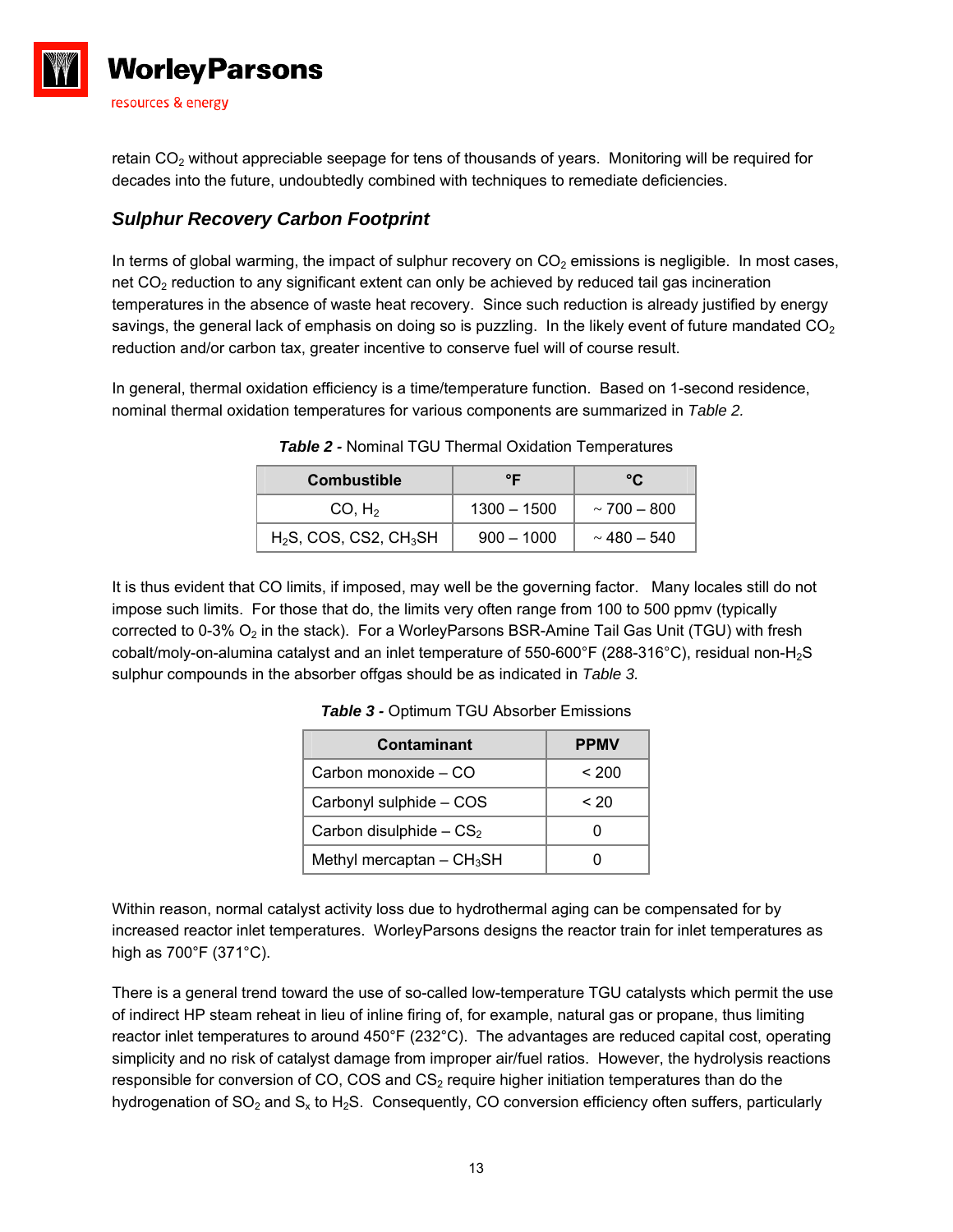retain $CO_2$ without appreciable seepage for tens of thousands of years. Monitoring will be required for decades into the future, undoubtedly combined with techniques to remediate deficiencies.

### *Sulphur Recovery Carbon Footprint*

In terms of global warming, the impact of sulphur recovery on $CO_2$ emissions is negligible. In most cases, net $CO_2$ reduction to any significant extent can only be achieved by reduced tail gas incineration temperatures in the absence of waste heat recovery. Since such reduction is already justified by energy savings, the general lack of emphasis on doing so is puzzling. In the likely event of future mandated $CO_2$ reduction and/or carbon tax, greater incentive to conserve fuel will of course result.

In general, thermal oxidation efficiency is a time/temperature function. Based on 1-second residence, nominal thermal oxidation temperatures for various components are summarized in *Table 2.*

***Table 2 -*** Nominal TGU Thermal Oxidation Temperatures

| Combustible | °F | °C |
|---|---|---|
| CO, $H_2$ | 1300 – 1500 | ~ 700 – 800 |
| $H_2S$, COS, CS2, $CH_3SH$ | 900 – 1000 | ~ 480 – 540 |

It is thus evident that CO limits, if imposed, may well be the governing factor. Many locales still do not impose such limits. For those that do, the limits very often range from 100 to 500 ppmv (typically corrected to 0-3% $O_2$ in the stack). For a WorleyParsons BSR-Amine Tail Gas Unit (TGU) with fresh cobalt/moly-on-alumina catalyst and an inlet temperature of 550-600°F (288-316°C), residual non-$H_2S$ sulphur compounds in the absorber offgas should be as indicated in *Table 3.*

***Table 3 -*** Optimum TGU Absorber Emissions

| Contaminant | PPMV |
|---|---|
| Carbon monoxide – CO | < 200 |
| Carbonyl sulphide – COS | < 20 |
| Carbon disulphide – $CS_2$ | 0 |
| Methyl mercaptan – $CH_3SH$ | 0 |

Within reason, normal catalyst activity loss due to hydrothermal aging can be compensated for by increased reactor inlet temperatures. WorleyParsons designs the reactor train for inlet temperatures as high as 700°F (371°C).

There is a general trend toward the use of so-called low-temperature TGU catalysts which permit the use of indirect HP steam reheat in lieu of inline firing of, for example, natural gas or propane, thus limiting reactor inlet temperatures to around 450°F (232°C). The advantages are reduced capital cost, operating simplicity and no risk of catalyst damage from improper air/fuel ratios. However, the hydrolysis reactions responsible for conversion of CO, COS and $CS_2$ require higher initiation temperatures than do the hydrogenation of $SO_2$ and $S_x$ to $H_2S$. Consequently, CO conversion efficiency often suffers, particularly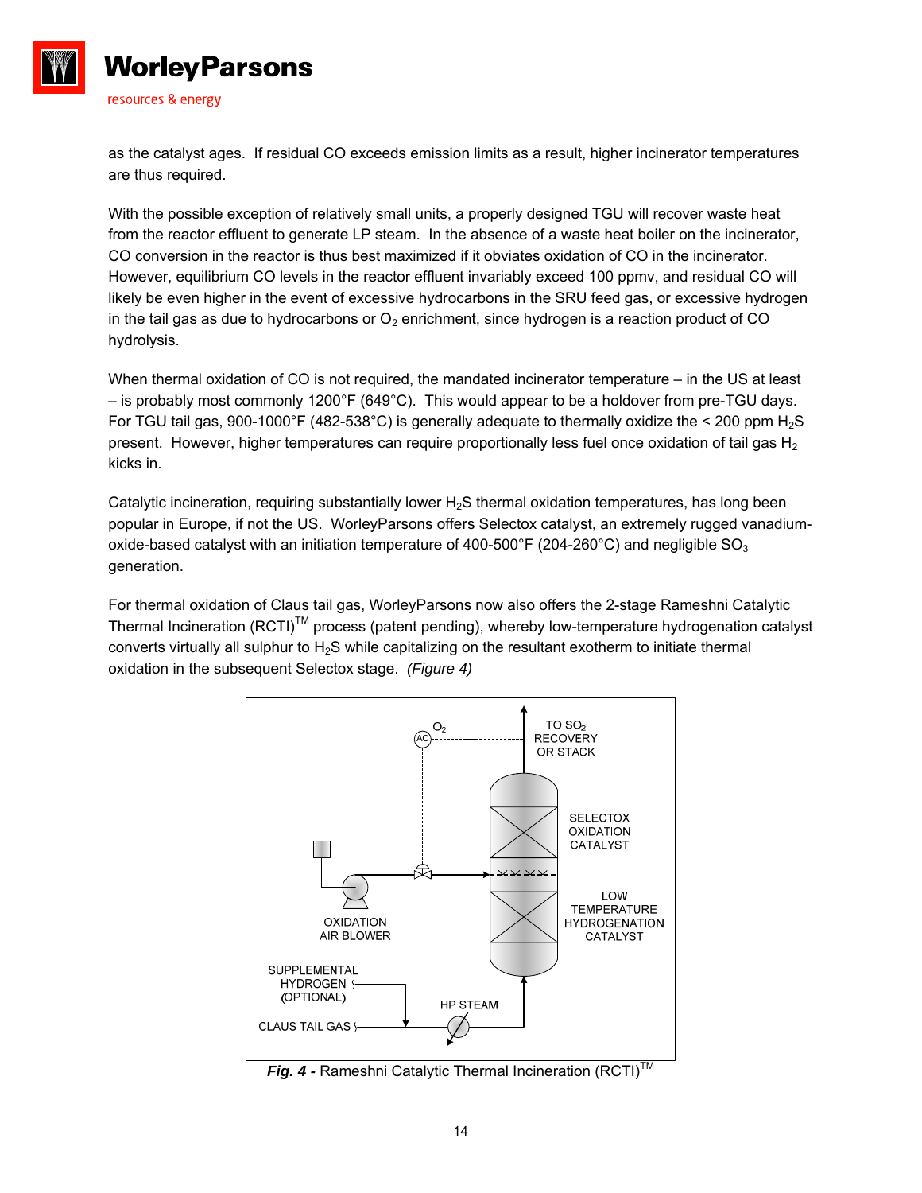as the catalyst ages. If residual CO exceeds emission limits as a result, higher incinerator temperatures are thus required.

With the possible exception of relatively small units, a properly designed TGU will recover waste heat from the reactor effluent to generate LP steam. In the absence of a waste heat boiler on the incinerator, CO conversion in the reactor is thus best maximized if it obviates oxidation of CO in the incinerator. However, equilibrium CO levels in the reactor effluent invariably exceed 100 ppmv, and residual CO will likely be even higher in the event of excessive hydrocarbons in the SRU feed gas, or excessive hydrogen in the tail gas as due to hydrocarbons or $O_2$ enrichment, since hydrogen is a reaction product of CO hydrolysis.

When thermal oxidation of CO is not required, the mandated incinerator temperature – in the US at least – is probably most commonly 1200°F (649°C). This would appear to be a holdover from pre-TGU days. For TGU tail gas, 900-1000°F (482-538°C) is generally adequate to thermally oxidize the < 200 ppm $H_2S$ present. However, higher temperatures can require proportionally less fuel once oxidation of tail gas $H_2$ kicks in.

Catalytic incineration, requiring substantially lower $H_2S$ thermal oxidation temperatures, has long been popular in Europe, if not the US. WorleyParsons offers Selectox catalyst, an extremely rugged vanadium-oxide-based catalyst with an initiation temperature of 400-500°F (204-260°C) and negligible $SO_3$ generation.

For thermal oxidation of Claus tail gas, WorleyParsons now also offers the 2-stage Rameshni Catalytic Thermal Incineration (RCTI)™ process (patent pending), whereby low-temperature hydrogenation catalyst converts virtually all sulphur to $H_2S$ while capitalizing on the resultant exotherm to initiate thermal oxidation in the subsequent Selectox stage. *(Figure 4)*

TO $SO_2$ RECOVERY OR STACK

$O_2$

AC

SELECTOX OXIDATION CATALYST

OXIDATION AIR BLOWER

LOW TEMPERATURE HYDROGENATION CATALYST

SUPPLEMENTAL HYDROGEN (OPTIONAL)

HP STEAM

CLAUS TAIL GAS

***Fig. 4 -*** Rameshni Catalytic Thermal Incineration (RCTI)™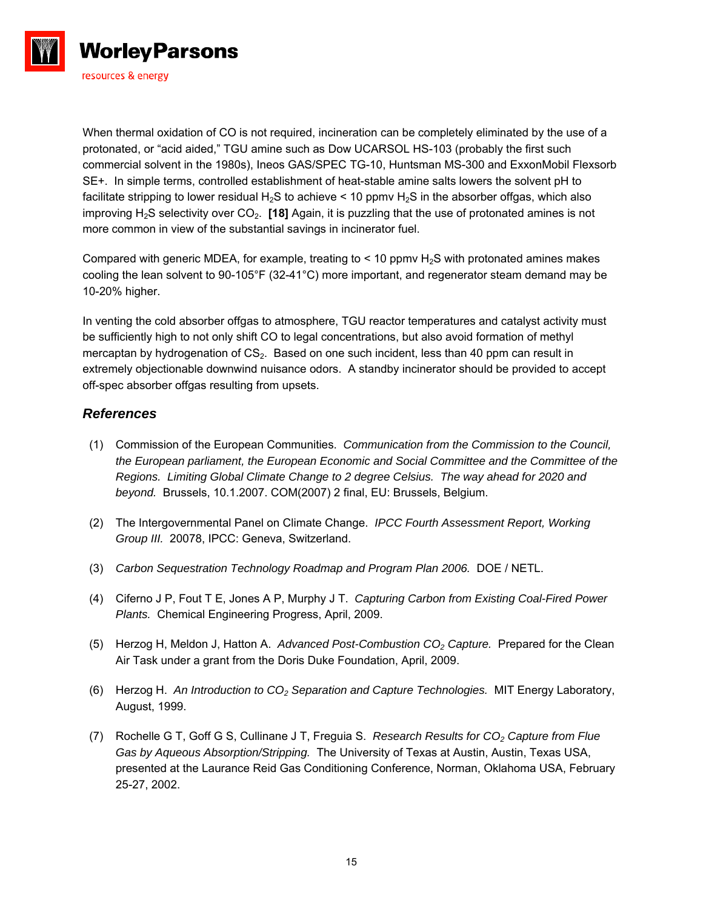When thermal oxidation of CO is not required, incineration can be completely eliminated by the use of a protonated, or "acid aided," TGU amine such as Dow UCARSOL HS-103 (probably the first such commercial solvent in the 1980s), Ineos GAS/SPEC TG-10, Huntsman MS-300 and ExxonMobil Flexsorb SE+. In simple terms, controlled establishment of heat-stable amine salts lowers the solvent pH to facilitate stripping to lower residual $H_2S$ to achieve < 10 ppmv $H_2S$ in the absorber offgas, which also improving $H_2S$ selectivity over $CO_2$. **[18]** Again, it is puzzling that the use of protonated amines is not more common in view of the substantial savings in incinerator fuel.

Compared with generic MDEA, for example, treating to < 10 ppmv $H_2S$ with protonated amines makes cooling the lean solvent to 90-105°F (32-41°C) more important, and regenerator steam demand may be 10-20% higher.

In venting the cold absorber offgas to atmosphere, TGU reactor temperatures and catalyst activity must be sufficiently high to not only shift CO to legal concentrations, but also avoid formation of methyl mercaptan by hydrogenation of $CS_2$. Based on one such incident, less than 40 ppm can result in extremely objectionable downwind nuisance odors. A standby incinerator should be provided to accept off-spec absorber offgas resulting from upsets.

## *References*

(1) Commission of the European Communities. *Communication from the Commission to the Council, the European parliament, the European Economic and Social Committee and the Committee of the Regions. Limiting Global Climate Change to 2 degree Celsius. The way ahead for 2020 and beyond.* Brussels, 10.1.2007. COM(2007) 2 final, EU: Brussels, Belgium.

(2) The Intergovernmental Panel on Climate Change. *IPCC Fourth Assessment Report, Working Group III.* 20078, IPCC: Geneva, Switzerland.

(3) *Carbon Sequestration Technology Roadmap and Program Plan 2006.* DOE / NETL.

(4) Ciferno J P, Fout T E, Jones A P, Murphy J T. *Capturing Carbon from Existing Coal-Fired Power Plants.* Chemical Engineering Progress, April, 2009.

(5) Herzog H, Meldon J, Hatton A. *Advanced Post-Combustion $CO_2$ Capture.* Prepared for the Clean Air Task under a grant from the Doris Duke Foundation, April, 2009.

(6) Herzog H. *An Introduction to $CO_2$ Separation and Capture Technologies.* MIT Energy Laboratory, August, 1999.

(7) Rochelle G T, Goff G S, Cullinane J T, Freguia S. *Research Results for $CO_2$ Capture from Flue Gas by Aqueous Absorption/Stripping.* The University of Texas at Austin, Austin, Texas USA, presented at the Laurance Reid Gas Conditioning Conference, Norman, Oklahoma USA, February 25-27, 2002.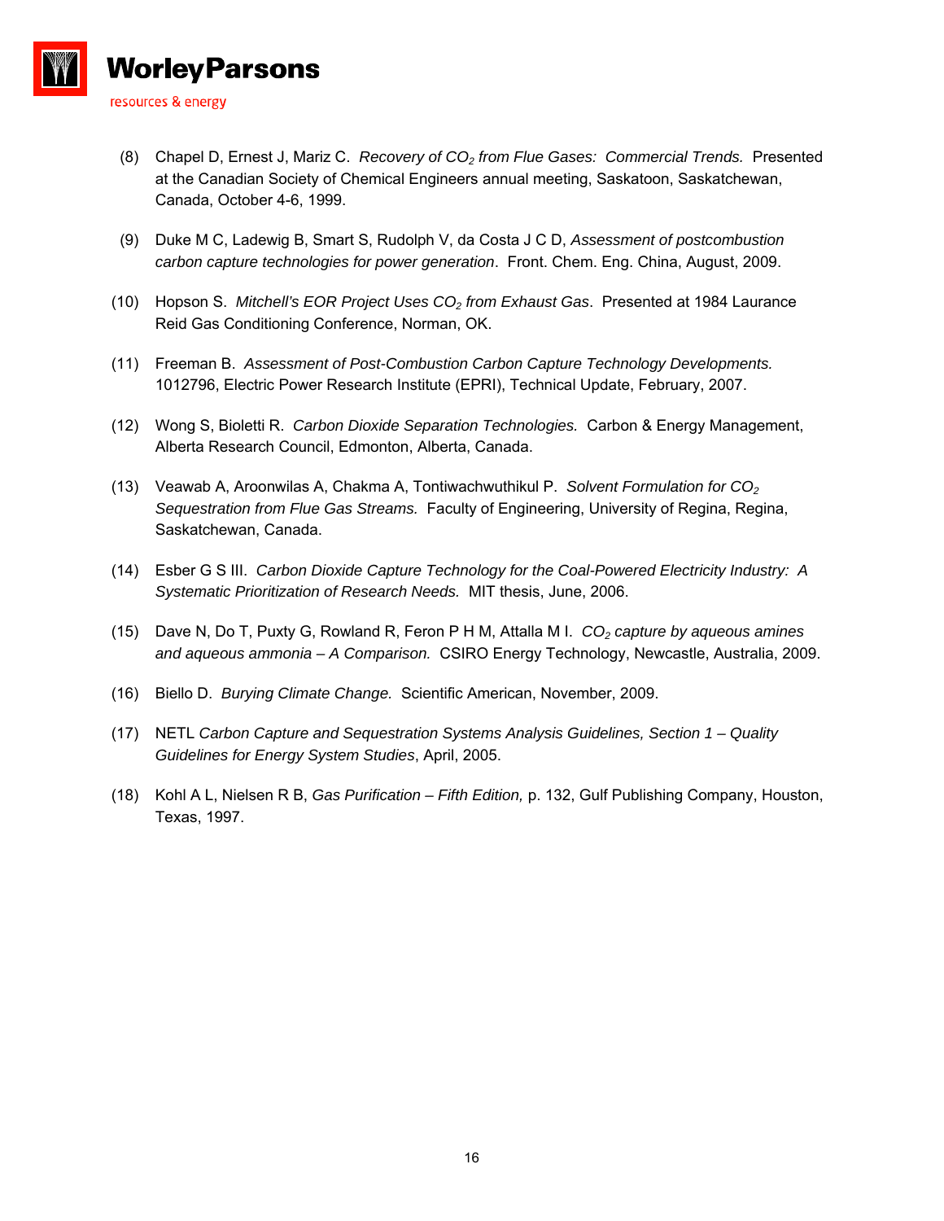(8) Chapel D, Ernest J, Mariz C. *Recovery of $CO_2$ from Flue Gases: Commercial Trends.* Presented at the Canadian Society of Chemical Engineers annual meeting, Saskatoon, Saskatchewan, Canada, October 4-6, 1999.

(9) Duke M C, Ladewig B, Smart S, Rudolph V, da Costa J C D, *Assessment of postcombustion carbon capture technologies for power generation*. Front. Chem. Eng. China, August, 2009.

(10) Hopson S. *Mitchell's EOR Project Uses $CO_2$ from Exhaust Gas*. Presented at 1984 Laurance Reid Gas Conditioning Conference, Norman, OK.

(11) Freeman B. *Assessment of Post-Combustion Carbon Capture Technology Developments.* 1012796, Electric Power Research Institute (EPRI), Technical Update, February, 2007.

(12) Wong S, Bioletti R. *Carbon Dioxide Separation Technologies.* Carbon & Energy Management, Alberta Research Council, Edmonton, Alberta, Canada.

(13) Veawab A, Aroonwilas A, Chakma A, Tontiwachwuthikul P. *Solvent Formulation for $CO_2$ Sequestration from Flue Gas Streams.* Faculty of Engineering, University of Regina, Regina, Saskatchewan, Canada.

(14) Esber G S III. *Carbon Dioxide Capture Technology for the Coal-Powered Electricity Industry: A Systematic Prioritization of Research Needs.* MIT thesis, June, 2006.

(15) Dave N, Do T, Puxty G, Rowland R, Feron P H M, Attalla M I. *$CO_2$ capture by aqueous amines and aqueous ammonia – A Comparison.* CSIRO Energy Technology, Newcastle, Australia, 2009.

(16) Biello D. *Burying Climate Change.* Scientific American, November, 2009.

(17) NETL *Carbon Capture and Sequestration Systems Analysis Guidelines, Section 1 – Quality Guidelines for Energy System Studies*, April, 2005.

(18) Kohl A L, Nielsen R B, *Gas Purification – Fifth Edition,* p. 132, Gulf Publishing Company, Houston, Texas, 1997.